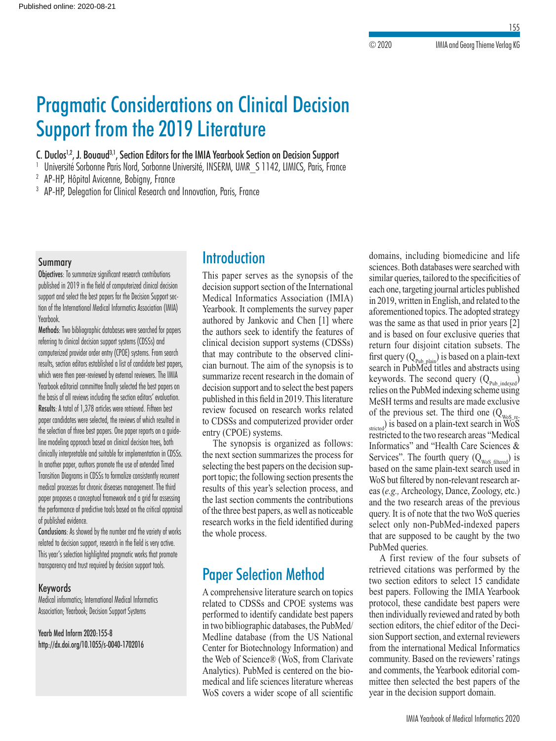# Pragmatic Considerations on Clinical Decision Support from the 2019 Literature

C. Duclos[1,2], J. Bouaud[3,1], Section Editors for the IMIA Yearbook Section on Decision Support

[1] Université Sorbonne Paris Nord, Sorbonne Université, INSERM, UMR_S 1142, LIMICS, Paris, France
[2] AP-HP, Hôpital Avicenne, Bobigny, France
[3] AP-HP, Delegation for Clinical Research and Innovation, Paris, France

## Summary

**Objectives**: To summarize significant research contributions published in 2019 in the field of computerized clinical decision support and select the best papers for the Decision Support section of the International Medical Informatics Association (IMIA) Yearbook.

**Methods**: Two bibliographic databases were searched for papers referring to clinical decision support systems (CDSSs) and computerized provider order entry (CPOE) systems. From search results, section editors established a list of candidate best papers, which were then peer-reviewed by external reviewers. The IMIA Yearbook editorial committee finally selected the best papers on the basis of all reviews including the section editors' evaluation.

**Results**: A total of 1,378 articles were retrieved. Fifteen best paper candidates were selected, the reviews of which resulted in the selection of three best papers. One paper reports on a guideline modeling approach based on clinical decision trees, both clinically interpretable and suitable for implementation in CDSSs. In another paper, authors promote the use of extended Timed Transition Diagrams in CDSSs to formalize consistently recurrent medical processes for chronic diseases management. The third paper proposes a conceptual framework and a grid for assessing the performance of predictive tools based on the critical appraisal of published evidence.

**Conclusions**: As showed by the number and the variety of works related to decision support, research in the field is very active. This year's selection highlighted pragmatic works that promote transparency and trust required by decision support tools.

## Keywords

Medical informatics; International Medical Informatics Association; Yearbook; Decision Support Systems

Yearb Med Inform 2020:155-8
http://dx.doi.org/10.1055/s-0040-1702016

## Introduction

This paper serves as the synopsis of the decision support section of the International Medical Informatics Association (IMIA) Yearbook. It complements the survey paper authored by Jankovic and Chen [1] where the authors seek to identify the features of clinical decision support systems (CDSSs) that may contribute to the observed clinician burnout. The aim of the synopsis is to summarize recent research in the domain of decision support and to select the best papers published in this field in 2019. This literature review focused on research works related to CDSSs and computerized provider order entry (CPOE) systems.

The synopsis is organized as follows: the next section summarizes the process for selecting the best papers on the decision support topic; the following section presents the results of this year's selection process, and the last section comments the contributions of the three best papers, as well as noticeable research works in the field identified during the whole process.

## Paper Selection Method

A comprehensive literature search on topics related to CDSSs and CPOE systems was performed to identify candidate best papers in two bibliographic databases, the PubMed/Medline database (from the US National Center for Biotechnology Information) and the Web of Science® (WoS, from Clarivate Analytics). PubMed is centered on the biomedical and life sciences literature whereas WoS covers a wider scope of all scientific domains, including biomedicine and life sciences. Both databases were searched with similar queries, tailored to the specificities of each one, targeting journal articles published in 2019, written in English, and related to the aforementioned topics. The adopted strategy was the same as that used in prior years [2] and is based on four exclusive queries that return four disjoint citation subsets. The first query ($Q_{Pub\_plain}$) is based on a plain-text search in PubMed titles and abstracts using keywords. The second query ($Q_{Pub\_indexed}$) relies on the PubMed indexing scheme using MeSH terms and results are made exclusive of the previous set. The third one ($Q_{WoS\_restricted}$) is based on a plain-text search in WoS restricted to the two research areas "Medical Informatics" and "Health Care Sciences & Services". The fourth query ($Q_{WoS\_filtered}$) is based on the same plain-text search used in WoS but filtered by non-relevant research areas (*e.g.,* Archeology, Dance, Zoology, etc.) and the two research areas of the previous query. It is of note that the two WoS queries select only non-PubMed-indexed papers that are supposed to be caught by the two PubMed queries.

A first review of the four subsets of retrieved citations was performed by the two section editors to select 15 candidate best papers. Following the IMIA Yearbook protocol, these candidate best papers were then individually reviewed and rated by both section editors, the chief editor of the Decision Support section, and external reviewers from the international Medical Informatics community. Based on the reviewers' ratings and comments, the Yearbook editorial committee then selected the best papers of the year in the decision support domain.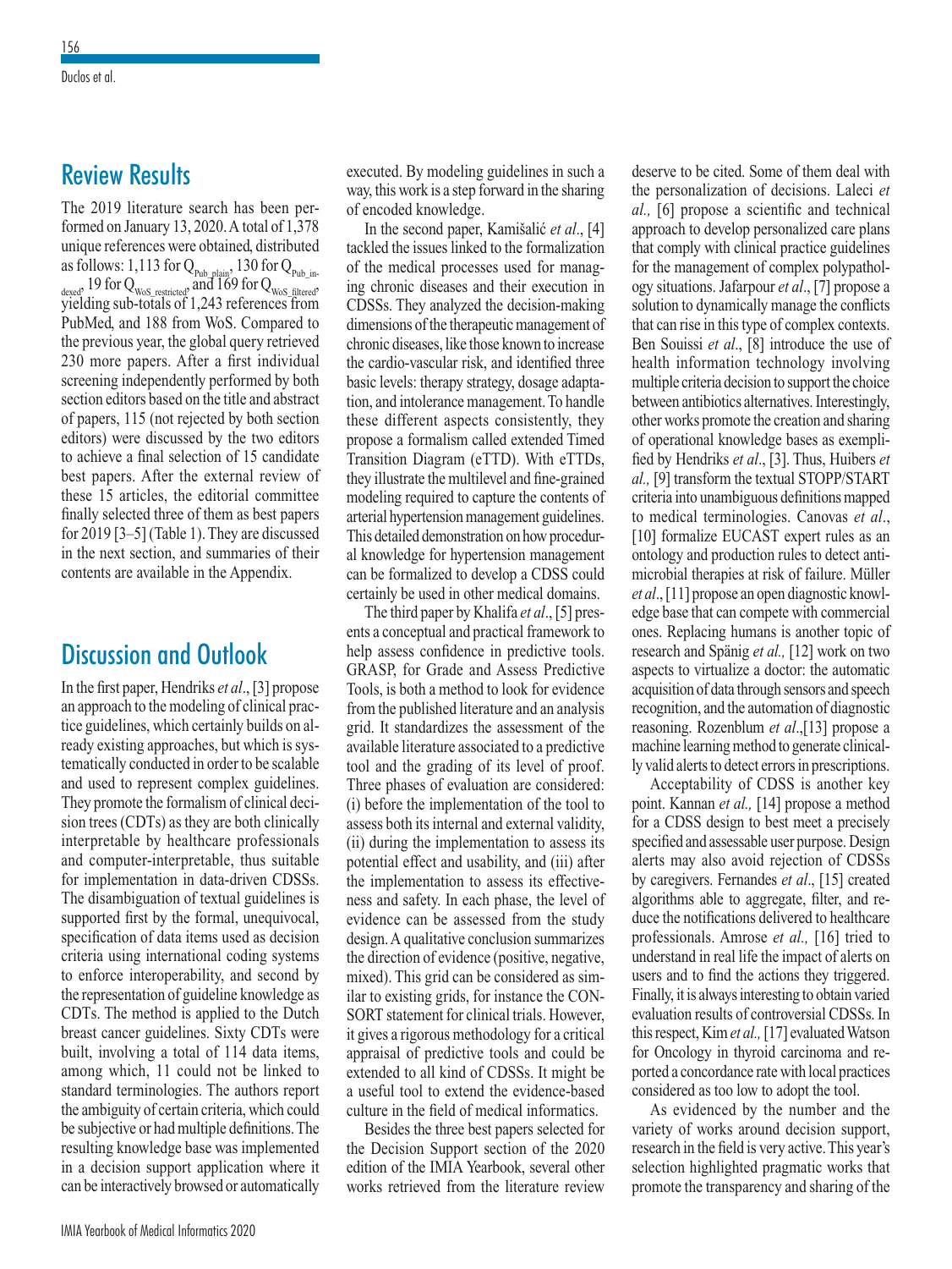## Review Results

The 2019 literature search has been performed on January 13, 2020. A total of 1,378 unique references were obtained, distributed as follows: 1,113 for $Q_{Pub\_plain}$, 130 for $Q_{Pub\_indexed}$, 19 for $Q_{WoS\_restricted}$, and 169 for $Q_{WoS\_filtered}$, yielding sub-totals of 1,243 references from PubMed, and 188 from WoS. Compared to the previous year, the global query retrieved 230 more papers. After a first individual screening independently performed by both section editors based on the title and abstract of papers, 115 (not rejected by both section editors) were discussed by the two editors to achieve a final selection of 15 candidate best papers. After the external review of these 15 articles, the editorial committee finally selected three of them as best papers for 2019 [3–5] (Table 1). They are discussed in the next section, and summaries of their contents are available in the Appendix.

## Discussion and Outlook

In the first paper, Hendriks *et al*., [3] propose an approach to the modeling of clinical practice guidelines, which certainly builds on already existing approaches, but which is systematically conducted in order to be scalable and used to represent complex guidelines. They promote the formalism of clinical decision trees (CDTs) as they are both clinically interpretable by healthcare professionals and computer-interpretable, thus suitable for implementation in data-driven CDSSs. The disambiguation of textual guidelines is supported first by the formal, unequivocal, specification of data items used as decision criteria using international coding systems to enforce interoperability, and second by the representation of guideline knowledge as CDTs. The method is applied to the Dutch breast cancer guidelines. Sixty CDTs were built, involving a total of 114 data items, among which, 11 could not be linked to standard terminologies. The authors report the ambiguity of certain criteria, which could be subjective or had multiple definitions. The resulting knowledge base was implemented in a decision support application where it can be interactively browsed or automatically executed. By modeling guidelines in such a way, this work is a step forward in the sharing of encoded knowledge.

In the second paper, Kamišalić *et al*., [4] tackled the issues linked to the formalization of the medical processes used for managing chronic diseases and their execution in CDSSs. They analyzed the decision-making dimensions of the therapeutic management of chronic diseases, like those known to increase the cardio-vascular risk, and identified three basic levels: therapy strategy, dosage adaptation, and intolerance management. To handle these different aspects consistently, they propose a formalism called extended Timed Transition Diagram (eTTD). With eTTDs, they illustrate the multilevel and fine-grained modeling required to capture the contents of arterial hypertension management guidelines. This detailed demonstration on how procedural knowledge for hypertension management can be formalized to develop a CDSS could certainly be used in other medical domains.

The third paper by Khalifa *et al*., [5] presents a conceptual and practical framework to help assess confidence in predictive tools. GRASP, for Grade and Assess Predictive Tools, is both a method to look for evidence from the published literature and an analysis grid. It standardizes the assessment of the available literature associated to a predictive tool and the grading of its level of proof. Three phases of evaluation are considered: (i) before the implementation of the tool to assess both its internal and external validity, (ii) during the implementation to assess its potential effect and usability, and (iii) after the implementation to assess its effectiveness and safety. In each phase, the level of evidence can be assessed from the study design. A qualitative conclusion summarizes the direction of evidence (positive, negative, mixed). This grid can be considered as similar to existing grids, for instance the CONSORT statement for clinical trials. However, it gives a rigorous methodology for a critical appraisal of predictive tools and could be extended to all kind of CDSSs. It might be a useful tool to extend the evidence-based culture in the field of medical informatics.

Besides the three best papers selected for the Decision Support section of the 2020 edition of the IMIA Yearbook, several other works retrieved from the literature review deserve to be cited. Some of them deal with the personalization of decisions. Laleci *et al.,* [6] propose a scientific and technical approach to develop personalized care plans that comply with clinical practice guidelines for the management of complex polypathology situations. Jafarpour *et al*., [7] propose a solution to dynamically manage the conflicts that can rise in this type of complex contexts. Ben Souissi *et al*., [8] introduce the use of health information technology involving multiple criteria decision to support the choice between antibiotics alternatives. Interestingly, other works promote the creation and sharing of operational knowledge bases as exemplified by Hendriks *et al*., [3]. Thus, Huibers *et al.,* [9] transform the textual STOPP/START criteria into unambiguous definitions mapped to medical terminologies. Canovas *et al*., [10] formalize EUCAST expert rules as an ontology and production rules to detect antimicrobial therapies at risk of failure. Müller *et al*., [11] propose an open diagnostic knowledge base that can compete with commercial ones. Replacing humans is another topic of research and Spänig *et al.,* [12] work on two aspects to virtualize a doctor: the automatic acquisition of data through sensors and speech recognition, and the automation of diagnostic reasoning. Rozenblum *et al*.,[13] propose a machine learning method to generate clinically valid alerts to detect errors in prescriptions.

Acceptability of CDSS is another key point. Kannan *et al.,* [14] propose a method for a CDSS design to best meet a precisely specified and assessable user purpose. Design alerts may also avoid rejection of CDSSs by caregivers. Fernandes *et al*., [15] created algorithms able to aggregate, filter, and reduce the notifications delivered to healthcare professionals. Amrose *et al.,* [16] tried to understand in real life the impact of alerts on users and to find the actions they triggered. Finally, it is always interesting to obtain varied evaluation results of controversial CDSSs. In this respect, Kim *et al.,* [17] evaluated Watson for Oncology in thyroid carcinoma and reported a concordance rate with local practices considered as too low to adopt the tool.

As evidenced by the number and the variety of works around decision support, research in the field is very active. This year's selection highlighted pragmatic works that promote the transparency and sharing of the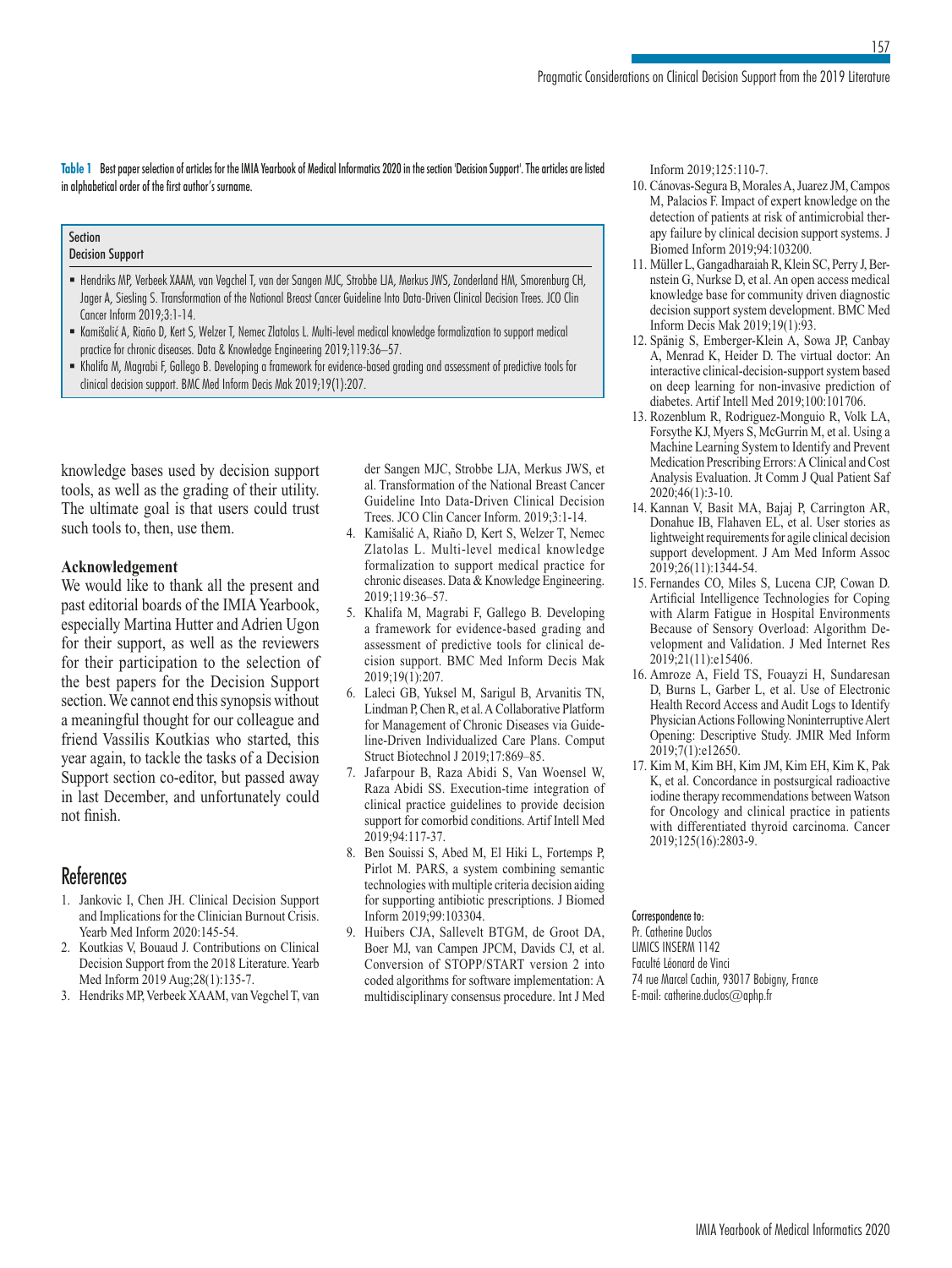**Table 1** Best paper selection of articles for the IMIA Yearbook of Medical Informatics 2020 in the section 'Decision Support'. The articles are listed in alphabetical order of the first author's surname.

| Section<br>Decision Support |
|---|
| ▪ Hendriks MP, Verbeek XAAM, van Vegchel T, van der Sangen MJC, Strobbe LJA, Merkus JWS, Zonderland HM, Smorenburg CH, Jager A, Siesling S. Transformation of the National Breast Cancer Guideline Into Data-Driven Clinical Decision Trees. JCO Clin Cancer Inform 2019;3:1-14. |
| ▪ Kamišalić A, Riaño D, Kert S, Welzer T, Nemec Zlatolas L. Multi-level medical knowledge formalization to support medical practice for chronic diseases. Data & Knowledge Engineering 2019;119:36–57. |
| ▪ Khalifa M, Magrabi F, Gallego B. Developing a framework for evidence-based grading and assessment of predictive tools for clinical decision support. BMC Med Inform Decis Mak 2019;19(1):207. |

knowledge bases used by decision support tools, as well as the grading of their utility. The ultimate goal is that users could trust such tools to, then, use them.

### Acknowledgement

We would like to thank all the present and past editorial boards of the IMIA Yearbook, especially Martina Hutter and Adrien Ugon for their support, as well as the reviewers for their participation to the selection of the best papers for the Decision Support section. We cannot end this synopsis without a meaningful thought for our colleague and friend Vassilis Koutkias who started, this year again, to tackle the tasks of a Decision Support section co-editor, but passed away in last December, and unfortunately could not finish.

## References

1. Jankovic I, Chen JH. Clinical Decision Support and Implications for the Clinician Burnout Crisis. Yearb Med Inform 2020:145-54.
2. Koutkias V, Bouaud J. Contributions on Clinical Decision Support from the 2018 Literature. Yearb Med Inform 2019 Aug;28(1):135-7.
3. Hendriks MP, Verbeek XAAM, van Vegchel T, van der Sangen MJC, Strobbe LJA, Merkus JWS, et al. Transformation of the National Breast Cancer Guideline Into Data-Driven Clinical Decision Trees. JCO Clin Cancer Inform. 2019;3:1-14.
4. Kamišalić A, Riaño D, Kert S, Welzer T, Nemec Zlatolas L. Multi-level medical knowledge formalization to support medical practice for chronic diseases. Data & Knowledge Engineering. 2019;119:36–57.
5. Khalifa M, Magrabi F, Gallego B. Developing a framework for evidence-based grading and assessment of predictive tools for clinical decision support. BMC Med Inform Decis Mak 2019;19(1):207.
6. Laleci GB, Yuksel M, Sarigul B, Arvanitis TN, Lindman P, Chen R, et al. A Collaborative Platform for Management of Chronic Diseases via Guideline-Driven Individualized Care Plans. Comput Struct Biotechnol J 2019;17:869–85.
7. Jafarpour B, Raza Abidi S, Van Woensel W, Raza Abidi SS. Execution-time integration of clinical practice guidelines to provide decision support for comorbid conditions. Artif Intell Med 2019;94:117-37.
8. Ben Souissi S, Abed M, El Hiki L, Fortemps P, Pirlot M. PARS, a system combining semantic technologies with multiple criteria decision aiding for supporting antibiotic prescriptions. J Biomed Inform 2019;99:103304.
9. Huibers CJA, Sallevelt BTGM, de Groot DA, Boer MJ, van Campen JPCM, Davids CJ, et al. Conversion of STOPP/START version 2 into coded algorithms for software implementation: A multidisciplinary consensus procedure. Int J Med Inform 2019;125:110-7.
10. Cánovas-Segura B, Morales A, Juarez JM, Campos M, Palacios F. Impact of expert knowledge on the detection of patients at risk of antimicrobial therapy failure by clinical decision support systems. J Biomed Inform 2019;94:103200.
11. Müller L, Gangadharaiah R, Klein SC, Perry J, Bernstein G, Nurkse D, et al. An open access medical knowledge base for community driven diagnostic decision support system development. BMC Med Inform Decis Mak 2019;19(1):93.
12. Spänig S, Emberger-Klein A, Sowa JP, Canbay A, Menrad K, Heider D. The virtual doctor: An interactive clinical-decision-support system based on deep learning for non-invasive prediction of diabetes. Artif Intell Med 2019;100:101706.
13. Rozenblum R, Rodriguez-Monguio R, Volk LA, Forsythe KJ, Myers S, McGurrin M, et al. Using a Machine Learning System to Identify and Prevent Medication Prescribing Errors: A Clinical and Cost Analysis Evaluation. Jt Comm J Qual Patient Saf 2020;46(1):3-10.
14. Kannan V, Basit MA, Bajaj P, Carrington AR, Donahue IB, Flahaven EL, et al. User stories as lightweight requirements for agile clinical decision support development. J Am Med Inform Assoc 2019;26(11):1344-54.
15. Fernandes CO, Miles S, Lucena CJP, Cowan D. Artificial Intelligence Technologies for Coping with Alarm Fatigue in Hospital Environments Because of Sensory Overload: Algorithm Development and Validation. J Med Internet Res 2019;21(11):e15406.
16. Amroze A, Field TS, Fouayzi H, Sundaresan D, Burns L, Garber L, et al. Use of Electronic Health Record Access and Audit Logs to Identify Physician Actions Following Noninterruptive Alert Opening: Descriptive Study. JMIR Med Inform 2019;7(1):e12650.
17. Kim M, Kim BH, Kim JM, Kim EH, Kim K, Pak K, et al. Concordance in postsurgical radioactive iodine therapy recommendations between Watson for Oncology and clinical practice in patients with differentiated thyroid carcinoma. Cancer 2019;125(16):2803-9.

Correspondence to:
Pr. Catherine Duclos
LIMICS INSERM 1142
Faculté Léonard de Vinci
74 rue Marcel Cachin, 93017 Bobigny, France
E-mail: catherine.duclos@aphp.fr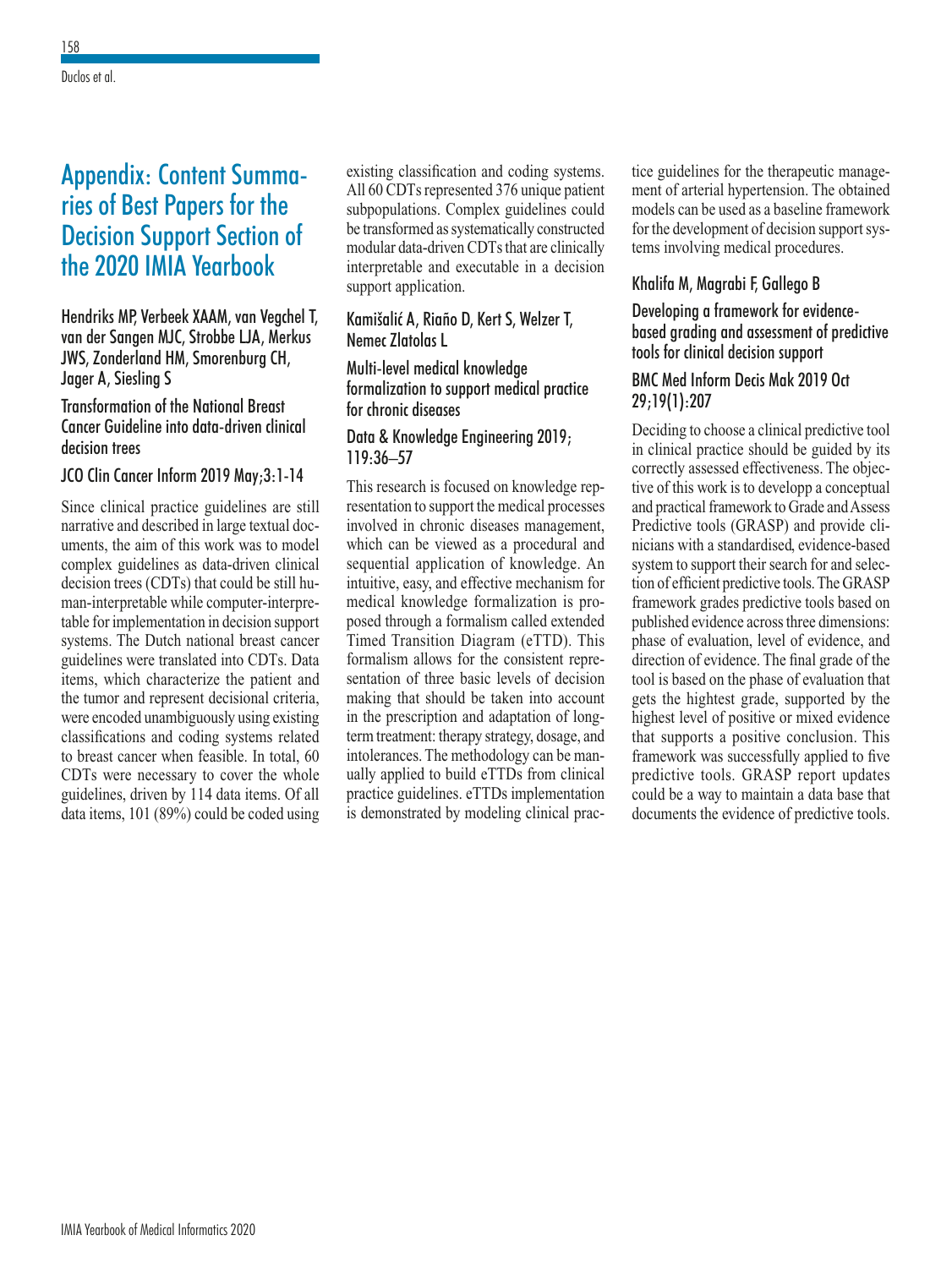# Appendix: Content Summaries of Best Papers for the Decision Support Section of the 2020 IMIA Yearbook

Hendriks MP, Verbeek XAAM, van Vegchel T, van der Sangen MJC, Strobbe LJA, Merkus JWS, Zonderland HM, Smorenburg CH, Jager A, Siesling S

Transformation of the National Breast Cancer Guideline into data-driven clinical decision trees

JCO Clin Cancer Inform 2019 May;3:1-14

Since clinical practice guidelines are still narrative and described in large textual documents, the aim of this work was to model complex guidelines as data-driven clinical decision trees (CDTs) that could be still human-interpretable while computer-interpretable for implementation in decision support systems. The Dutch national breast cancer guidelines were translated into CDTs. Data items, which characterize the patient and the tumor and represent decisional criteria, were encoded unambiguously using existing classifications and coding systems related to breast cancer when feasible. In total, 60 CDTs were necessary to cover the whole guidelines, driven by 114 data items. Of all data items, 101 (89%) could be coded using existing classification and coding systems. All 60 CDTs represented 376 unique patient subpopulations. Complex guidelines could be transformed as systematically constructed modular data-driven CDTs that are clinically interpretable and executable in a decision support application.

Kamišalić A, Riaño D, Kert S, Welzer T, Nemec Zlatolas L

Multi-level medical knowledge formalization to support medical practice for chronic diseases

Data & Knowledge Engineering 2019; 119:36–57

This research is focused on knowledge representation to support the medical processes involved in chronic diseases management, which can be viewed as a procedural and sequential application of knowledge. An intuitive, easy, and effective mechanism for medical knowledge formalization is proposed through a formalism called extended Timed Transition Diagram (eTTD). This formalism allows for the consistent representation of three basic levels of decision making that should be taken into account in the prescription and adaptation of long-term treatment: therapy strategy, dosage, and intolerances. The methodology can be manually applied to build eTTDs from clinical practice guidelines. eTTDs implementation is demonstrated by modeling clinical practice guidelines for the therapeutic management of arterial hypertension. The obtained models can be used as a baseline framework for the development of decision support systems involving medical procedures.

Khalifa M, Magrabi F, Gallego B

Developing a framework for evidence-based grading and assessment of predictive tools for clinical decision support

BMC Med Inform Decis Mak 2019 Oct 29;19(1):207

Deciding to choose a clinical predictive tool in clinical practice should be guided by its correctly assessed effectiveness. The objective of this work is to developp a conceptual and practical framework to Grade and Assess Predictive tools (GRASP) and provide clinicians with a standardised, evidence-based system to support their search for and selection of efficient predictive tools. The GRASP framework grades predictive tools based on published evidence across three dimensions: phase of evaluation, level of evidence, and direction of evidence. The final grade of the tool is based on the phase of evaluation that gets the hightest grade, supported by the highest level of positive or mixed evidence that supports a positive conclusion. This framework was successfully applied to five predictive tools. GRASP report updates could be a way to maintain a data base that documents the evidence of predictive tools.